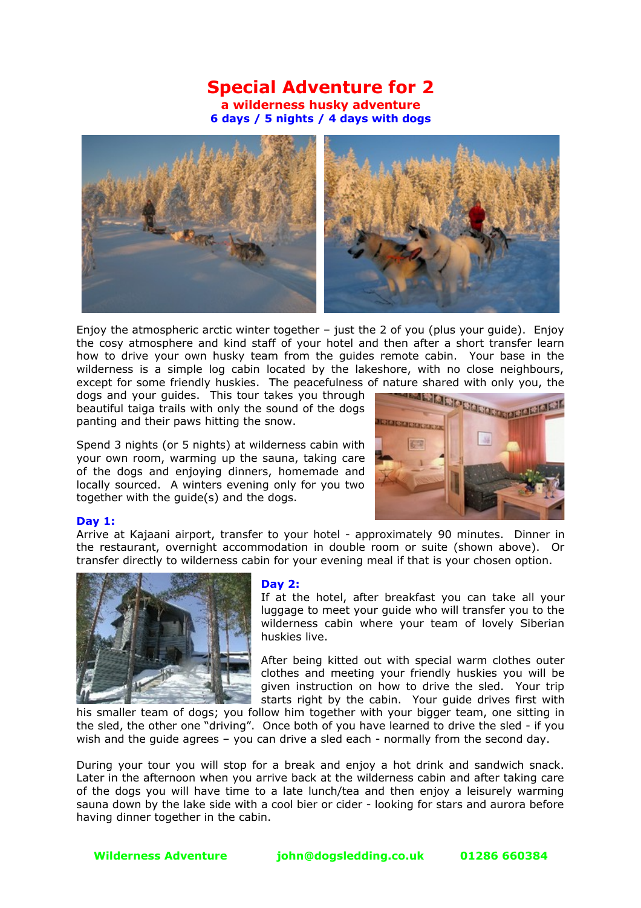# Special Adventure for 2

## a wilderness husky adventure

### 6 days / 5 nights / 4 days with dogs

Enjoy the atmospheric arctic winter together – just the 2 of you (plus your guide). Enjoy the cosy atmosphere and kind staff of your hotel and then after a short transfer learn how to drive your own husky team from the guides remote cabin. Your base in the wilderness is a simple log cabin located by the lakeshore, with no close neighbours, except for some friendly huskies. The peacefulness of nature shared with only you, the dogs and your guides. This tour takes you through beautiful taiga trails with only the sound of the dogs panting and their paws hitting the snow.

Spend 3 nights (or 5 nights) at wilderness cabin with your own room, warming up the sauna, taking care of the dogs and enjoying dinners, homemade and locally sourced. A winters evening only for you two together with the guide(s) and the dogs.

**Day 1:**

Arrive at Kajaani airport, transfer to your hotel - approximately 90 minutes. Dinner in the restaurant, overnight accommodation in double room or suite (shown above). Or transfer directly to wilderness cabin for your evening meal if that is your chosen option.

**Day 2:**

If at the hotel, after breakfast you can take all your luggage to meet your guide who will transfer you to the wilderness cabin where your team of lovely Siberian huskies live.

After being kitted out with special warm clothes outer clothes and meeting your friendly huskies you will be given instruction on how to drive the sled. Your trip starts right by the cabin. Your guide drives first with his smaller team of dogs; you follow him together with your bigger team, one sitting in the sled, the other one "driving". Once both of you have learned to drive the sled - if you wish and the guide agrees – you can drive a sled each - normally from the second day.

During your tour you will stop for a break and enjoy a hot drink and sandwich snack. Later in the afternoon when you arrive back at the wilderness cabin and after taking care of the dogs you will have time to a late lunch/tea and then enjoy a leisurely warming sauna down by the lake side with a cool bier or cider - looking for stars and aurora before having dinner together in the cabin.

Wilderness Adventure john@dogsledding.co.uk 01286 660384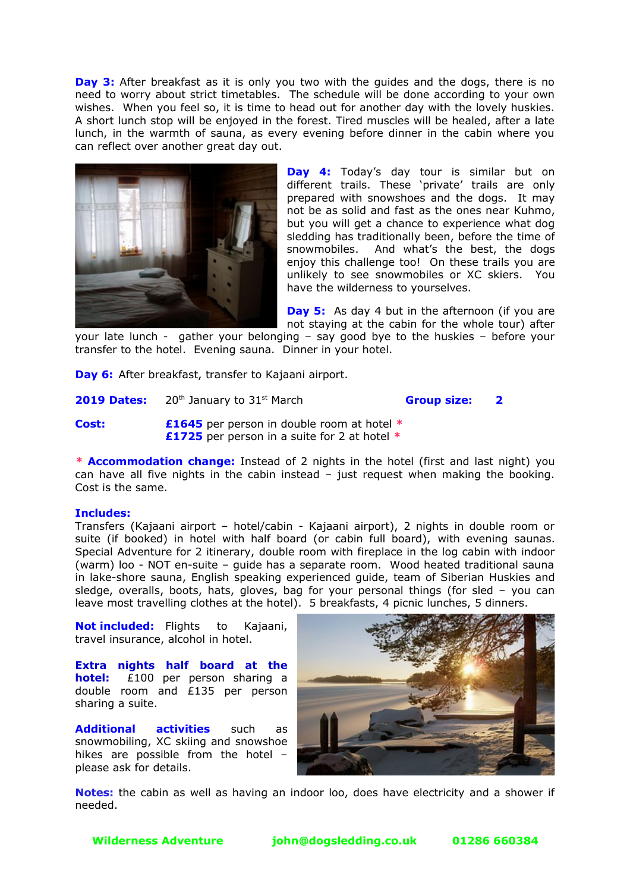**Day 3:** After breakfast as it is only you two with the guides and the dogs, there is no need to worry about strict timetables. The schedule will be done according to your own wishes. When you feel so, it is time to head out for another day with the lovely huskies. A short lunch stop will be enjoyed in the forest. Tired muscles will be healed, after a late lunch, in the warmth of sauna, as every evening before dinner in the cabin where you can reflect over another great day out.

**Day 4:** Today's day tour is similar but on different trails. These 'private' trails are only prepared with snowshoes and the dogs. It may not be as solid and fast as the ones near Kuhmo, but you will get a chance to experience what dog sledding has traditionally been, before the time of snowmobiles. And what's the best, the dogs enjoy this challenge too! On these trails you are unlikely to see snowmobiles or XC skiers. You have the wilderness to yourselves.

**Day 5:** As day 4 but in the afternoon (if you are not staying at the cabin for the whole tour) after your late lunch - gather your belonging – say good bye to the huskies – before your transfer to the hotel. Evening sauna. Dinner in your hotel.

**Day 6:** After breakfast, transfer to Kajaani airport.

**2019 Dates:** 20th January to 31st March **Group size:** 2

**Cost:** **£1645** per person in double room at hotel *
**£1725** per person in a suite for 2 at hotel *

* **Accommodation change:** Instead of 2 nights in the hotel (first and last night) you can have all five nights in the cabin instead – just request when making the booking. Cost is the same.

**Includes:**
Transfers (Kajaani airport – hotel/cabin - Kajaani airport), 2 nights in double room or suite (if booked) in hotel with half board (or cabin full board), with evening saunas. Special Adventure for 2 itinerary, double room with fireplace in the log cabin with indoor (warm) loo - NOT en-suite – guide has a separate room. Wood heated traditional sauna in lake-shore sauna, English speaking experienced guide, team of Siberian Huskies and sledge, overalls, boots, hats, gloves, bag for your personal things (for sled – you can leave most travelling clothes at the hotel). 5 breakfasts, 4 picnic lunches, 5 dinners.

**Not included:** Flights to Kajaani, travel insurance, alcohol in hotel.

**Extra nights half board at the hotel:** £100 per person sharing a double room and £135 per person sharing a suite.

**Additional activities** such as snowmobiling, XC skiing and snowshoe hikes are possible from the hotel – please ask for details.

**Notes:** the cabin as well as having an indoor loo, does have electricity and a shower if needed.

**Wilderness Adventure** **john@dogsledding.co.uk** **01286 660384**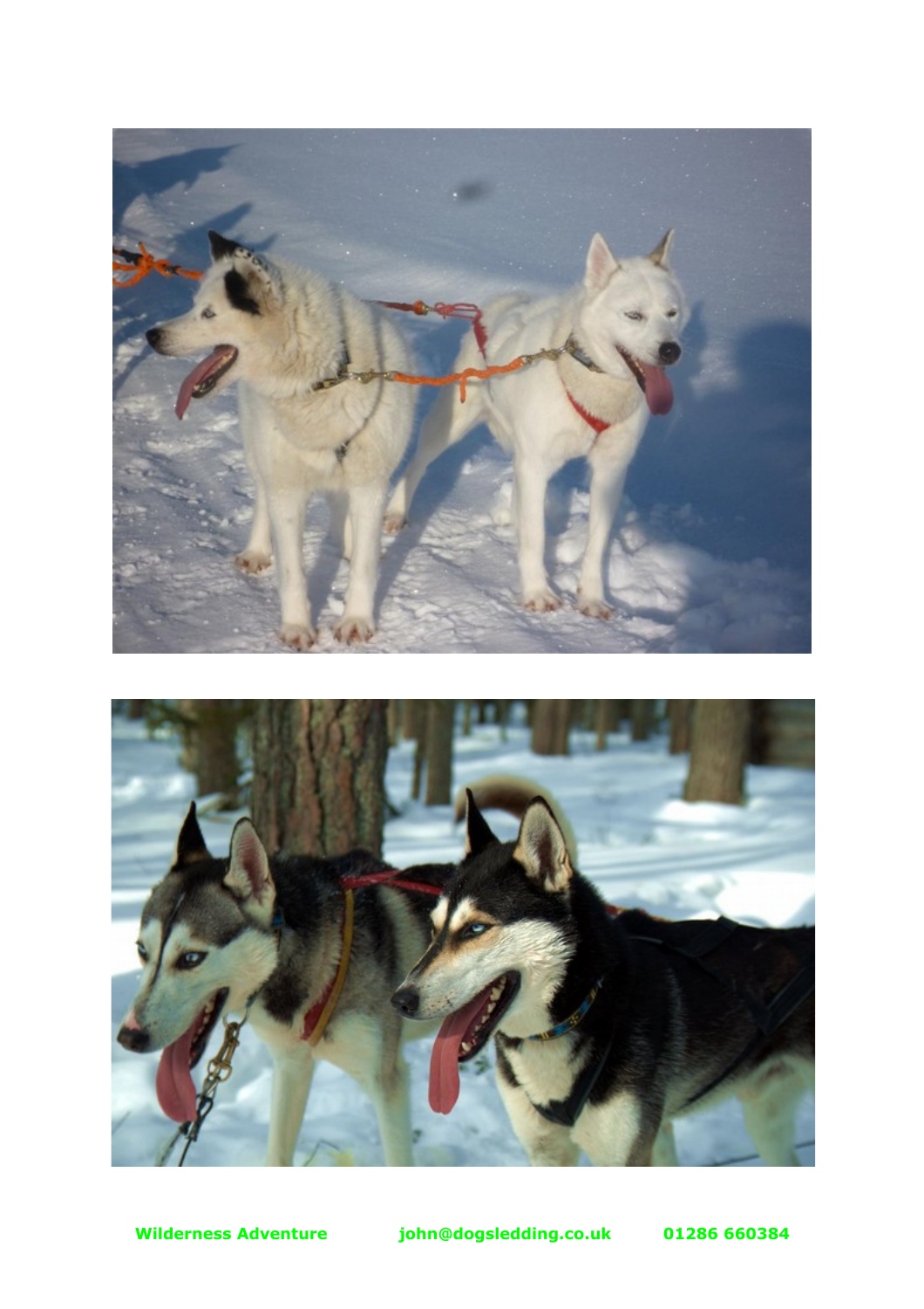**Wilderness Adventure** **john@dogsledding.co.uk** **01286 660384**